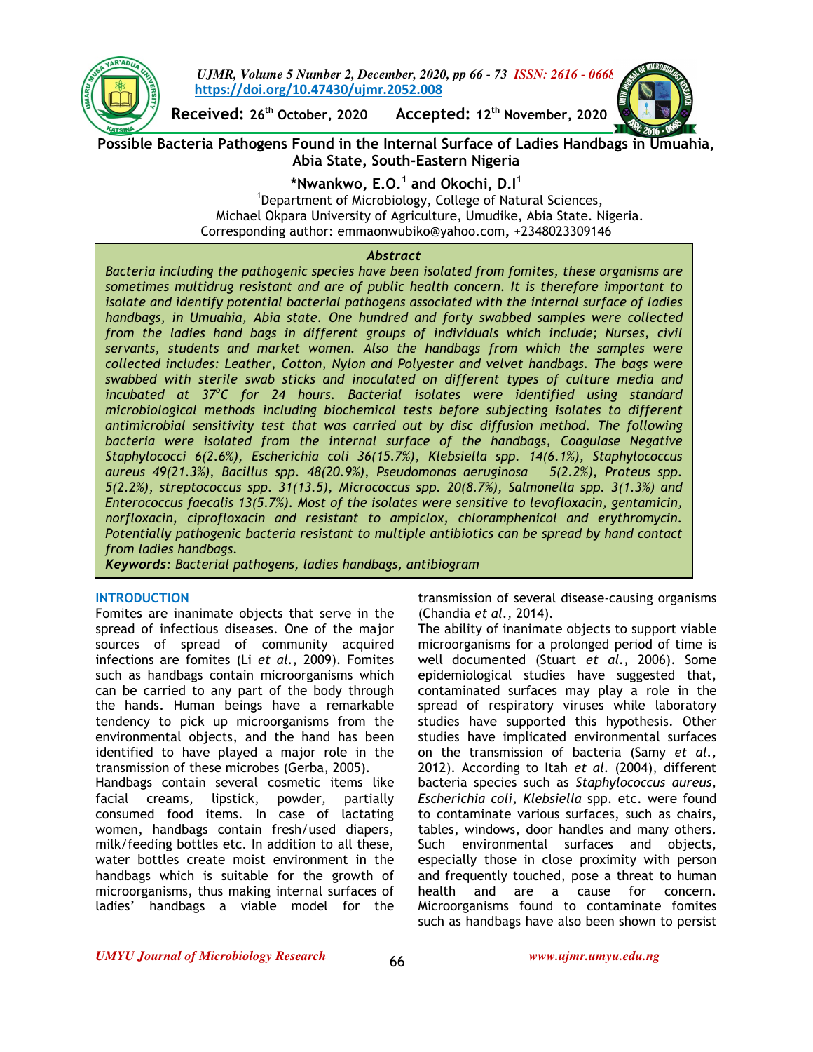https://doi.org/10.47430/ujmr.2052.008

**Received:** 26th October, 2020 **Accepted:** 12th November, 2020

# Possible Bacteria Pathogens Found in the Internal Surface of Ladies Handbags in Umuahia, Abia State, South-Eastern Nigeria

**\*Nwankwo, E.O.[1] and Okochi, D.I[1]**

[1]Department of Microbiology, College of Natural Sciences, Michael Okpara University of Agriculture, Umudike, Abia State. Nigeria.
Corresponding author: emmaonwubiko@yahoo.com, +2348023309146

## Abstract

*Bacteria including the pathogenic species have been isolated from fomites, these organisms are sometimes multidrug resistant and are of public health concern. It is therefore important to isolate and identify potential bacterial pathogens associated with the internal surface of ladies handbags, in Umuahia, Abia state. One hundred and forty swabbed samples were collected from the ladies hand bags in different groups of individuals which include; Nurses, civil servants, students and market women. Also the handbags from which the samples were collected includes: Leather, Cotton, Nylon and Polyester and velvet handbags. The bags were swabbed with sterile swab sticks and inoculated on different types of culture media and incubated at 37°C for 24 hours. Bacterial isolates were identified using standard microbiological methods including biochemical tests before subjecting isolates to different antimicrobial sensitivity test that was carried out by disc diffusion method. The following bacteria were isolated from the internal surface of the handbags, Coagulase Negative Staphylococci 6(2.6%), Escherichia coli 36(15.7%), Klebsiella spp. 14(6.1%), Staphylococcus aureus 49(21.3%), Bacillus spp. 48(20.9%), Pseudomonas aeruginosa 5(2.2%), Proteus spp. 5(2.2%), streptococcus spp. 31(13.5), Micrococcus spp. 20(8.7%), Salmonella spp. 3(1.3%) and Enterococcus faecalis 13(5.7%). Most of the isolates were sensitive to levofloxacin, gentamicin, norfloxacin, ciprofloxacin and resistant to ampiclox, chloramphenicol and erythromycin. Potentially pathogenic bacteria resistant to multiple antibiotics can be spread by hand contact from ladies handbags.*

***Keywords:** Bacterial pathogens, ladies handbags, antibiogram*

## INTRODUCTION

Fomites are inanimate objects that serve in the spread of infectious diseases. One of the major sources of spread of community acquired infections are fomites (Li *et al.,* 2009). Fomites such as handbags contain microorganisms which can be carried to any part of the body through the hands. Human beings have a remarkable tendency to pick up microorganisms from the environmental objects, and the hand has been identified to have played a major role in the transmission of these microbes (Gerba, 2005).

Handbags contain several cosmetic items like facial creams, lipstick, powder, partially consumed food items. In case of lactating women, handbags contain fresh/used diapers, milk/feeding bottles etc. In addition to all these, water bottles create moist environment in the handbags which is suitable for the growth of microorganisms, thus making internal surfaces of ladies' handbags a viable model for the transmission of several disease-causing organisms (Chandia *et al.,* 2014).

The ability of inanimate objects to support viable microorganisms for a prolonged period of time is well documented (Stuart *et al.,* 2006). Some epidemiological studies have suggested that, contaminated surfaces may play a role in the spread of respiratory viruses while laboratory studies have supported this hypothesis. Other studies have implicated environmental surfaces on the transmission of bacteria (Samy *et al.,* 2012). According to Itah *et al.* (2004), different bacteria species such as *Staphylococcus aureus, Escherichia coli, Klebsiella* spp. etc. were found to contaminate various surfaces, such as chairs, tables, windows, door handles and many others. Such environmental surfaces and objects, especially those in close proximity with person and frequently touched, pose a threat to human health and are a cause for concern. Microorganisms found to contaminate fomites such as handbags have also been shown to persist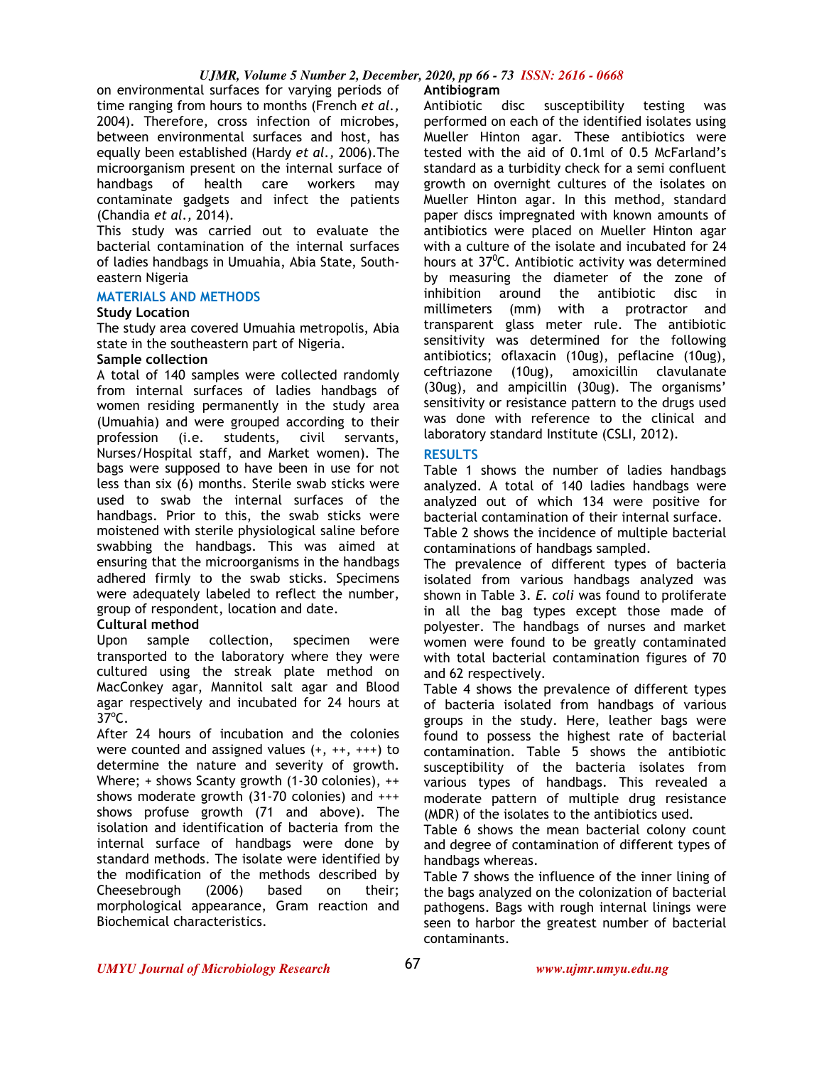on environmental surfaces for varying periods of time ranging from hours to months (French *et al.,* 2004). Therefore, cross infection of microbes, between environmental surfaces and host, has equally been established (Hardy *et al.,* 2006).The microorganism present on the internal surface of handbags of health care workers may contaminate gadgets and infect the patients (Chandia *et al.,* 2014).

This study was carried out to evaluate the bacterial contamination of the internal surfaces of ladies handbags in Umuahia, Abia State, South-eastern Nigeria

## MATERIALS AND METHODS

### Study Location

The study area covered Umuahia metropolis, Abia state in the southeastern part of Nigeria.

### Sample collection

A total of 140 samples were collected randomly from internal surfaces of ladies handbags of women residing permanently in the study area (Umuahia) and were grouped according to their profession (i.e. students, civil servants, Nurses/Hospital staff, and Market women). The bags were supposed to have been in use for not less than six (6) months. Sterile swab sticks were used to swab the internal surfaces of the handbags. Prior to this, the swab sticks were moistened with sterile physiological saline before swabbing the handbags. This was aimed at ensuring that the microorganisms in the handbags adhered firmly to the swab sticks. Specimens were adequately labeled to reflect the number, group of respondent, location and date.

### Cultural method

Upon sample collection, specimen were transported to the laboratory where they were cultured using the streak plate method on MacConkey agar, Mannitol salt agar and Blood agar respectively and incubated for 24 hours at 37ºC.

After 24 hours of incubation and the colonies were counted and assigned values (+, ++, +++) to determine the nature and severity of growth. Where; + shows Scanty growth (1-30 colonies), ++ shows moderate growth (31-70 colonies) and +++ shows profuse growth (71 and above). The isolation and identification of bacteria from the internal surface of handbags were done by standard methods. The isolate were identified by the modification of the methods described by Cheesebrough (2006) based on their; morphological appearance, Gram reaction and Biochemical characteristics.

### Antibiogram

Antibiotic disc susceptibility testing was performed on each of the identified isolates using Mueller Hinton agar. These antibiotics were tested with the aid of 0.1ml of 0.5 McFarland's standard as a turbidity check for a semi confluent growth on overnight cultures of the isolates on Mueller Hinton agar. In this method, standard paper discs impregnated with known amounts of antibiotics were placed on Mueller Hinton agar with a culture of the isolate and incubated for 24 hours at 37$^0$C. Antibiotic activity was determined by measuring the diameter of the zone of inhibition around the antibiotic disc in millimeters (mm) with a protractor and transparent glass meter rule. The antibiotic sensitivity was determined for the following antibiotics; oflaxacin (10ug), peflacine (10ug), ceftriazone (10ug), amoxicillin clavulanate (30ug), and ampicillin (30ug). The organisms' sensitivity or resistance pattern to the drugs used was done with reference to the clinical and laboratory standard Institute (CSLI, 2012).

## RESULTS

Table 1 shows the number of ladies handbags analyzed. A total of 140 ladies handbags were analyzed out of which 134 were positive for bacterial contamination of their internal surface.

Table 2 shows the incidence of multiple bacterial contaminations of handbags sampled.

The prevalence of different types of bacteria isolated from various handbags analyzed was shown in Table 3. *E. coli* was found to proliferate in all the bag types except those made of polyester. The handbags of nurses and market women were found to be greatly contaminated with total bacterial contamination figures of 70 and 62 respectively.

Table 4 shows the prevalence of different types of bacteria isolated from handbags of various groups in the study. Here, leather bags were found to possess the highest rate of bacterial contamination. Table 5 shows the antibiotic susceptibility of the bacteria isolates from various types of handbags. This revealed a moderate pattern of multiple drug resistance (MDR) of the isolates to the antibiotics used.

Table 6 shows the mean bacterial colony count and degree of contamination of different types of handbags whereas.

Table 7 shows the influence of the inner lining of the bags analyzed on the colonization of bacterial pathogens. Bags with rough internal linings were seen to harbor the greatest number of bacterial contaminants.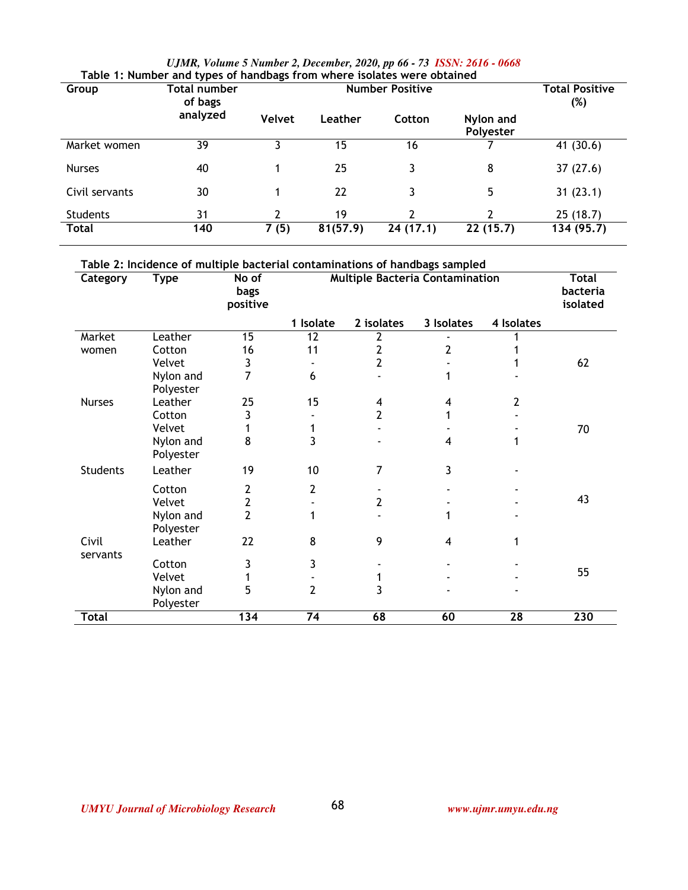**Table 1: Number and types of handbags from where isolates were obtained**

| Group | Total number of bags analyzed | Number Positive | | | | Total Positive (%) |
|---|---|---|---|---|---|---|
| | | Velvet | Leather | Cotton | Nylon and Polyester | |
| Market women | 39 | 3 | 15 | 16 | 7 | 41 (30.6) |
| Nurses | 40 | 1 | 25 | 3 | 8 | 37 (27.6) |
| Civil servants | 30 | 1 | 22 | 3 | 5 | 31 (23.1) |
| Students | 31 | 2 | 19 | 2 | 2 | 25 (18.7) |
| **Total** | **140** | **7 (5)** | **81(57.9)** | **24 (17.1)** | **22 (15.7)** | **134 (95.7)** |

**Table 2: Incidence of multiple bacterial contaminations of handbags sampled**

| Category | Type | No of bags positive | Multiple Bacteria Contamination | | | | Total bacteria isolated |
|---|---|---|---|---|---|---|---|
| | | | 1 Isolate | 2 isolates | 3 Isolates | 4 Isolates | |
| Market women | Leather | 15 | 12 | 2 | - | 1 | |
| | Cotton | 16 | 11 | 2 | 2 | 1 | |
| | Velvet | 3 | - | 2 | - | 1 | 62 |
| | Nylon and Polyester | 7 | 6 | - | 1 | - | |
| Nurses | Leather | 25 | 15 | 4 | 4 | 2 | |
| | Cotton | 3 | - | 2 | 1 | - | |
| | Velvet | 1 | 1 | - | - | - | 70 |
| | Nylon and Polyester | 8 | 3 | - | 4 | 1 | |
| Students | Leather | 19 | 10 | 7 | 3 | - | |
| | Cotton | 2 | 2 | - | - | - | |
| | Velvet | 2 | - | 2 | - | - | 43 |
| | Nylon and Polyester | 2 | 1 | - | 1 | - | |
| Civil servants | Leather | 22 | 8 | 9 | 4 | 1 | |
| | Cotton | 3 | 3 | - | - | - | |
| | Velvet | 1 | - | 1 | - | - | 55 |
| | Nylon and Polyester | 5 | 2 | 3 | - | - | |
| **Total** | | **134** | **74** | **68** | **60** | **28** | **230** |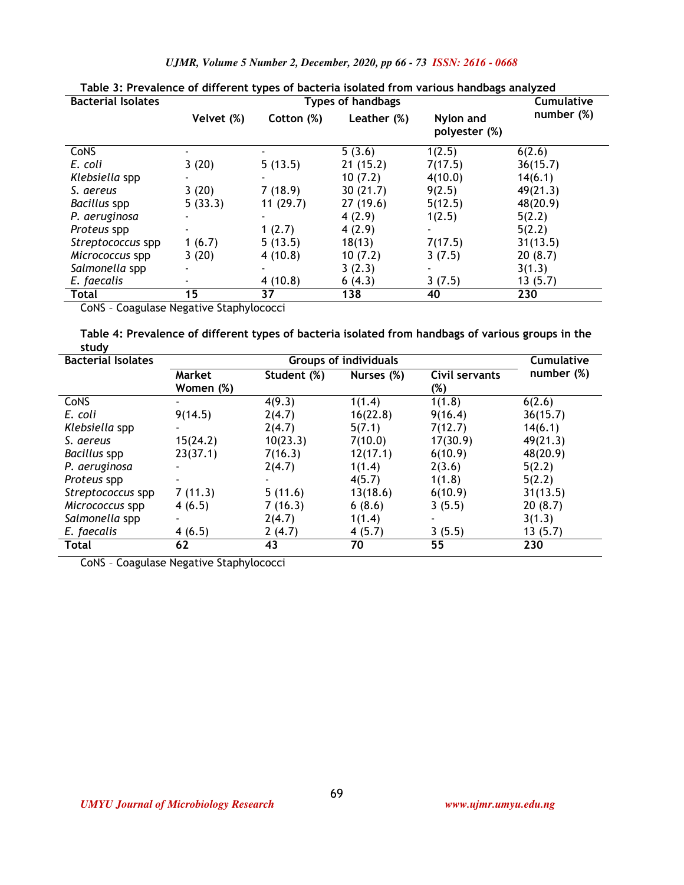**Table 3: Prevalence of different types of bacteria isolated from various handbags analyzed**

| Bacterial Isolates | Types of handbags | | | | Cumulative number (%) |
|---|---|---|---|---|---|
| | Velvet (%) | Cotton (%) | Leather (%) | Nylon and polyester (%) | |
| CoNS | - | - | 5 (3.6) | 1(2.5) | 6(2.6) |
| *E. coli* | 3 (20) | 5 (13.5) | 21 (15.2) | 7(17.5) | 36(15.7) |
| *Klebsiella* spp | - | - | 10 (7.2) | 4(10.0) | 14(6.1) |
| *S. aereus* | 3 (20) | 7 (18.9) | 30 (21.7) | 9(2.5) | 49(21.3) |
| *Bacillus* spp | 5 (33.3) | 11 (29.7) | 27 (19.6) | 5(12.5) | 48(20.9) |
| *P. aeruginosa* | - | - | 4 (2.9) | 1(2.5) | 5(2.2) |
| *Proteus* spp | - | 1 (2.7) | 4 (2.9) | - | 5(2.2) |
| *Streptococcus* spp | 1 (6.7) | 5 (13.5) | 18(13) | 7(17.5) | 31(13.5) |
| *Micrococcus* spp | 3 (20) | 4 (10.8) | 10 (7.2) | 3 (7.5) | 20 (8.7) |
| *Salmonella* spp | - | - | 3 (2.3) | - | 3(1.3) |
| *E. faecalis* | - | 4 (10.8) | 6 (4.3) | 3 (7.5) | 13 (5.7) |
| **Total** | **15** | **37** | **138** | **40** | **230** |

CoNS – Coagulase Negative Staphylococci

**Table 4: Prevalence of different types of bacteria isolated from handbags of various groups in the study**

| Bacterial Isolates | Groups of individuals | | | | Cumulative number (%) |
|---|---|---|---|---|---|
| | Market Women (%) | Student (%) | Nurses (%) | Civil servants (%) | |
| CoNS | - | 4(9.3) | 1(1.4) | 1(1.8) | 6(2.6) |
| *E. coli* | 9(14.5) | 2(4.7) | 16(22.8) | 9(16.4) | 36(15.7) |
| *Klebsiella* spp | - | 2(4.7) | 5(7.1) | 7(12.7) | 14(6.1) |
| *S. aereus* | 15(24.2) | 10(23.3) | 7(10.0) | 17(30.9) | 49(21.3) |
| *Bacillus* spp | 23(37.1) | 7(16.3) | 12(17.1) | 6(10.9) | 48(20.9) |
| *P. aeruginosa* | - | 2(4.7) | 1(1.4) | 2(3.6) | 5(2.2) |
| *Proteus* spp | - | - | 4(5.7) | 1(1.8) | 5(2.2) |
| *Streptococcus* spp | 7 (11.3) | 5 (11.6) | 13(18.6) | 6(10.9) | 31(13.5) |
| *Micrococcus* spp | 4 (6.5) | 7 (16.3) | 6 (8.6) | 3 (5.5) | 20 (8.7) |
| *Salmonella* spp | - | 2(4.7) | 1(1.4) | - | 3(1.3) |
| *E. faecalis* | 4 (6.5) | 2 (4.7) | 4 (5.7) | 3 (5.5) | 13 (5.7) |
| **Total** | **62** | **43** | **70** | **55** | **230** |

CoNS – Coagulase Negative Staphylococci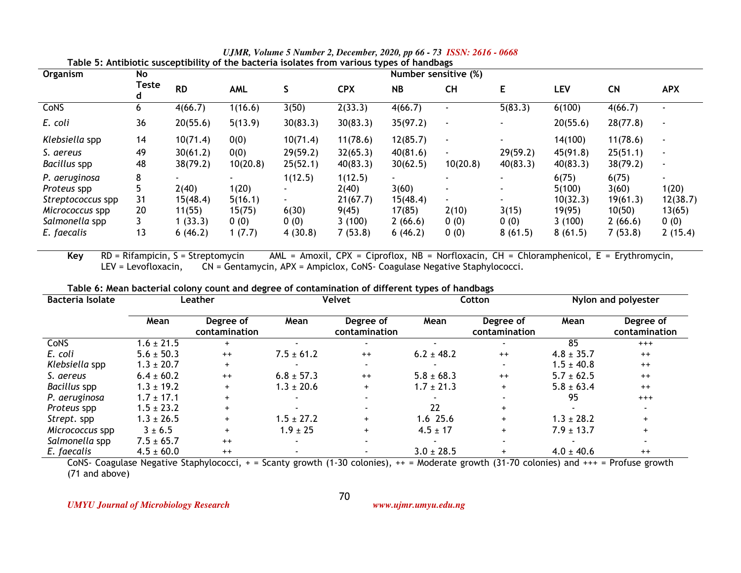**Table 5: Antibiotic susceptibility of the bacteria isolates from various types of handbags**

| Organism | No Tested | Number sensitive (%) | | | | | | | | | |
|---|---|---|---|---|---|---|---|---|---|---|---|
| | | RD | AML | S | CPX | NB | CH | E | LEV | CN | APX |
| CoNS | 6 | 4(66.7) | 1(16.6) | 3(50) | 2(33.3) | 4(66.7) | - | 5(83.3) | 6(100) | 4(66.7) | - |
| *E. coli* | 36 | 20(55.6) | 5(13.9) | 30(83.3) | 30(83.3) | 35(97.2) | - | - | 20(55.6) | 28(77.8) | - |
| *Klebsiella* spp | 14 | 10(71.4) | 0(0) | 10(71.4) | 11(78.6) | 12(85.7) | - | - | 14(100) | 11(78.6) | - |
| *S. aereus* | 49 | 30(61.2) | 0(0) | 29(59.2) | 32(65.3) | 40(81.6) | - | 29(59.2) | 45(91.8) | 25(51.1) | - |
| *Bacillus* spp | 48 | 38(79.2) | 10(20.8) | 25(52.1) | 40(83.3) | 30(62.5) | 10(20.8) | 40(83.3) | 40(83.3) | 38(79.2) | - |
| *P. aeruginosa* | 8 | - | - | 1(12.5) | 1(12.5) | - | - | - | 6(75) | 6(75) | - |
| *Proteus* spp | 5 | 2(40) | 1(20) | - | 2(40) | 3(60) | - | - | 5(100) | 3(60) | 1(20) |
| *Streptococcus* spp | 31 | 15(48.4) | 5(16.1) | - | 21(67.7) | 15(48.4) | - | - | 10(32.3) | 19(61.3) | 12(38.7) |
| *Micrococcus* spp | 20 | 11(55) | 15(75) | 6(30) | 9(45) | 17(85) | 2(10) | 3(15) | 19(95) | 10(50) | 13(65) |
| *Salmonella* spp | 3 | 1 (33.3) | 0 (0) | 0 (0) | 3 (100) | 2 (66.6) | 0 (0) | 0 (0) | 3 (100) | 2 (66.6) | 0 (0) |
| *E. faecalis* | 13 | 6 (46.2) | 1 (7.7) | 4 (30.8) | 7 (53.8) | 6 (46.2) | 0 (0) | 8 (61.5) | 8 (61.5) | 7 (53.8) | 2 (15.4) |

**Key** RD = Rifampicin, S = Streptomycin AML = Amoxil, CPX = Ciproflox, NB = Norfloxacin, CH = Chloramphenicol, E = Erythromycin, LEV = Levofloxacin, CN = Gentamycin, APX = Ampiclox, CoNS- Coagulase Negative Staphylococci.

**Table 6: Mean bacterial colony count and degree of contamination of different types of handbags**

| Bacteria Isolate | Leather | | Velvet | | Cotton | | Nylon and polyester | |
|---|---|---|---|---|---|---|---|---|
| | Mean | Degree of contamination | Mean | Degree of contamination | Mean | Degree of contamination | Mean | Degree of contamination |
| CoNS | 1.6 ± 21.5 | + | - | - | - | - | 85 | +++ |
| *E. coli* | 5.6 ± 50.3 | ++ | 7.5 ± 61.2 | ++ | 6.2 ± 48.2 | ++ | 4.8 ± 35.7 | ++ |
| *Klebsiella* spp | 1.3 ± 20.7 | + | - | - | - | - | 1.5 ± 40.8 | ++ |
| *S. aereus* | 6.4 ± 60.2 | ++ | 6.8 ± 57.3 | ++ | 5.8 ± 68.3 | ++ | 5.7 ± 62.5 | ++ |
| *Bacillus* spp | 1.3 ± 19.2 | + | 1.3 ± 20.6 | + | 1.7 ± 21.3 | + | 5.8 ± 63.4 | ++ |
| *P. aeruginosa* | 1.7 ± 17.1 | + | - | - | - | - | 95 | +++ |
| *Proteus* spp | 1.5 ± 23.2 | + | - | - | 22 | + | - | - |
| *Strept*. spp | 1.3 ± 26.5 | + | 1.5 ± 27.2 | + | 1.6 25.6 | + | 1.3 ± 28.2 | + |
| *Micrococcus* spp | 3 ± 6.5 | + | 1.9 ± 25 | + | 4.5 ± 17 | + | 7.9 ± 13.7 | + |
| *Salmonella* spp | 7.5 ± 65.7 | ++ | - | - | - | - | - | - |
| *E. faecalis* | 4.5 ± 60.0 | ++ | - | - | 3.0 ± 28.5 | + | 4.0 ± 40.6 | ++ |

CoNS- Coagulase Negative Staphylococci, + = Scanty growth (1-30 colonies), ++ = Moderate growth (31-70 colonies) and +++ = Profuse growth (71 and above)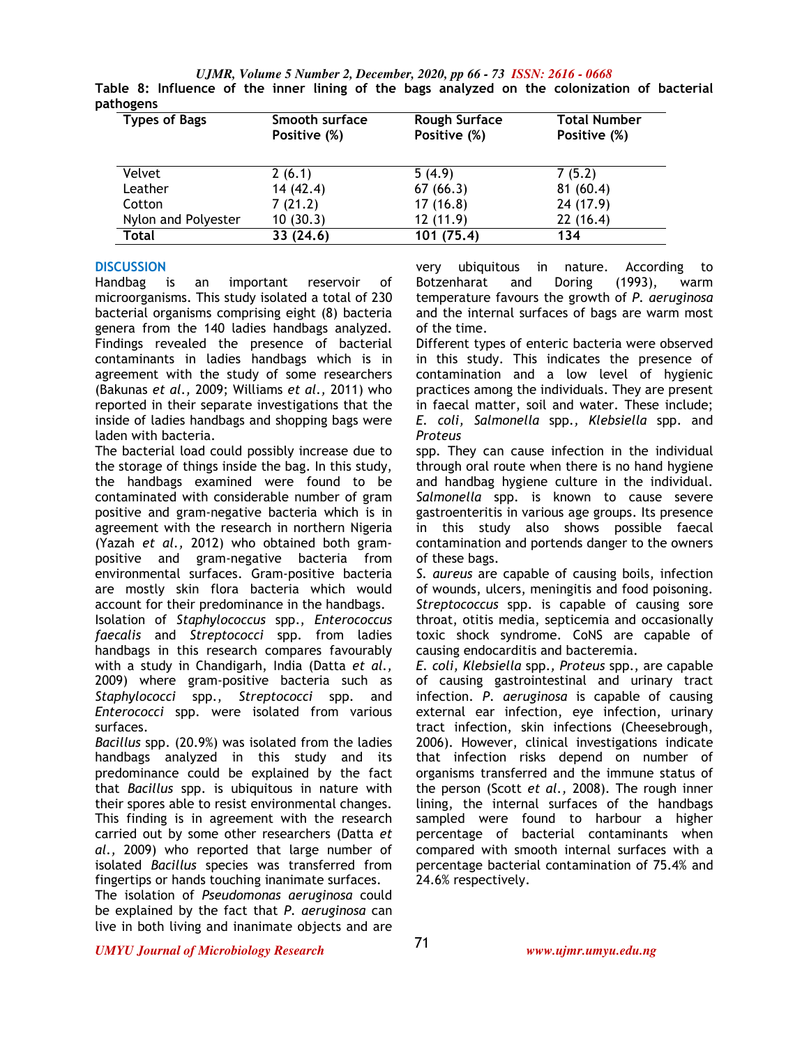Table 8: Influence of the inner lining of the bags analyzed on the colonization of bacterial pathogens

| Types of Bags | Smooth surface Positive (%) | Rough Surface Positive (%) | Total Number Positive (%) |
|---|---|---|---|
| Velvet | 2 (6.1) | 5 (4.9) | 7 (5.2) |
| Leather | 14 (42.4) | 67 (66.3) | 81 (60.4) |
| Cotton | 7 (21.2) | 17 (16.8) | 24 (17.9) |
| Nylon and Polyester | 10 (30.3) | 12 (11.9) | 22 (16.4) |
| **Total** | **33 (24.6)** | **101 (75.4)** | **134** |

## DISCUSSION

Handbag is an important reservoir of microorganisms. This study isolated a total of 230 bacterial organisms comprising eight (8) bacteria genera from the 140 ladies handbags analyzed. Findings revealed the presence of bacterial contaminants in ladies handbags which is in agreement with the study of some researchers (Bakunas *et al.,* 2009; Williams *et al.,* 2011) who reported in their separate investigations that the inside of ladies handbags and shopping bags were laden with bacteria.

The bacterial load could possibly increase due to the storage of things inside the bag. In this study, the handbags examined were found to be contaminated with considerable number of gram positive and gram-negative bacteria which is in agreement with the research in northern Nigeria (Yazah *et al.,* 2012) who obtained both gram-positive and gram-negative bacteria from environmental surfaces. Gram-positive bacteria are mostly skin flora bacteria which would account for their predominance in the handbags.

Isolation of *Staphylococcus* spp., *Enterococcus faecalis* and *Streptococci* spp. from ladies handbags in this research compares favourably with a study in Chandigarh, India (Datta *et al.,* 2009) where gram-positive bacteria such as *Staphylococci* spp., *Streptococci* spp. and *Enterococci* spp. were isolated from various surfaces.

*Bacillus* spp. (20.9%) was isolated from the ladies handbags analyzed in this study and its predominance could be explained by the fact that *Bacillus* spp. is ubiquitous in nature with their spores able to resist environmental changes. This finding is in agreement with the research carried out by some other researchers (Datta *et al.,* 2009) who reported that large number of isolated *Bacillus* species was transferred from fingertips or hands touching inanimate surfaces.

The isolation of *Pseudomonas aeruginosa* could be explained by the fact that *P. aeruginosa* can live in both living and inanimate objects and are very ubiquitous in nature. According to Botzenharat and Doring (1993), warm temperature favours the growth of *P. aeruginosa* and the internal surfaces of bags are warm most of the time.

Different types of enteric bacteria were observed in this study. This indicates the presence of contamination and a low level of hygienic practices among the individuals. They are present in faecal matter, soil and water. These include; *E. coli, Salmonella* spp.*, Klebsiella* spp. and *Proteus* spp. They can cause infection in the individual through oral route when there is no hand hygiene and handbag hygiene culture in the individual. *Salmonella* spp. is known to cause severe gastroenteritis in various age groups. Its presence in this study also shows possible faecal contamination and portends danger to the owners of these bags.

*S. aureus* are capable of causing boils, infection of wounds, ulcers, meningitis and food poisoning. *Streptococcus* spp. is capable of causing sore throat, otitis media, septicemia and occasionally toxic shock syndrome. CoNS are capable of causing endocarditis and bacteremia.

*E. coli, Klebsiella* spp.*, Proteus* spp., are capable of causing gastrointestinal and urinary tract infection. *P. aeruginosa* is capable of causing external ear infection, eye infection, urinary tract infection, skin infections (Cheesebrough, 2006). However, clinical investigations indicate that infection risks depend on number of organisms transferred and the immune status of the person (Scott *et al.,* 2008). The rough inner lining, the internal surfaces of the handbags sampled were found to harbour a higher percentage of bacterial contaminants when compared with smooth internal surfaces with a percentage bacterial contamination of 75.4% and 24.6% respectively.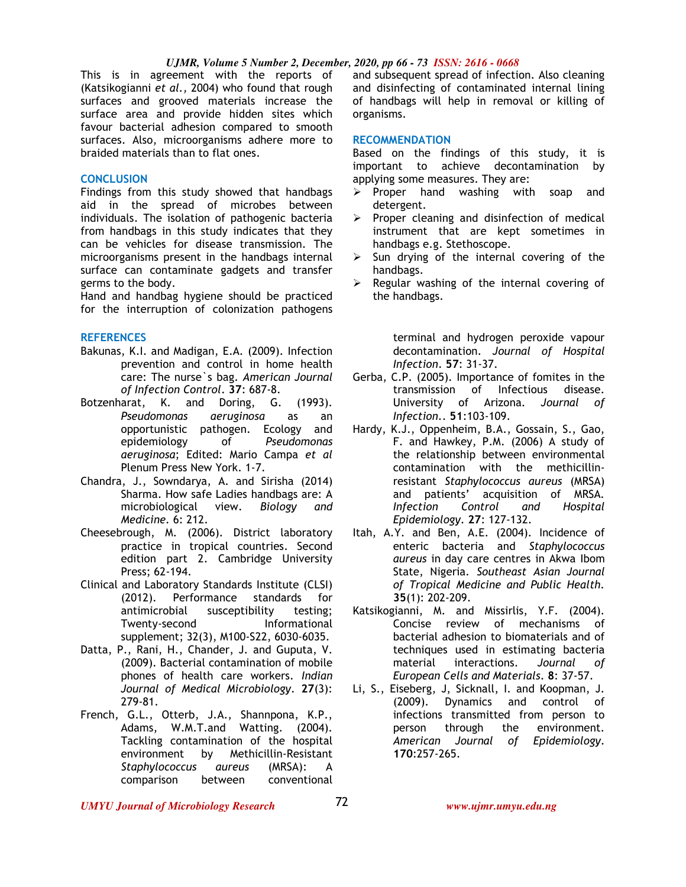This is in agreement with the reports of (Katsikogianni *et al.,* 2004) who found that rough surfaces and grooved materials increase the surface area and provide hidden sites which favour bacterial adhesion compared to smooth surfaces. Also, microorganisms adhere more to braided materials than to flat ones.

## CONCLUSION

Findings from this study showed that handbags aid in the spread of microbes between individuals. The isolation of pathogenic bacteria from handbags in this study indicates that they can be vehicles for disease transmission. The microorganisms present in the handbags internal surface can contaminate gadgets and transfer germs to the body.

Hand and handbag hygiene should be practiced for the interruption of colonization pathogens and subsequent spread of infection. Also cleaning and disinfecting of contaminated internal lining of handbags will help in removal or killing of organisms.

## RECOMMENDATION

Based on the findings of this study, it is important to achieve decontamination by applying some measures. They are:

- Proper hand washing with soap and detergent.
- Proper cleaning and disinfection of medical instrument that are kept sometimes in handbags e.g. Stethoscope.
- Sun drying of the internal covering of the handbags.
- Regular washing of the internal covering of the handbags.

## REFERENCES

Bakunas, K.I. and Madigan, E.A. (2009). Infection prevention and control in home health care: The nurse`s bag. *American Journal of Infection Control*. **37**: 687-8.

Botzenharat, K. and Doring, G. (1993). *Pseudomonas aeruginosa* as an opportunistic pathogen. Ecology and epidemiology of *Pseudomonas aeruginosa*; Edited: Mario Campa *et al* Plenum Press New York. 1-7.

Chandra, J., Sowndarya, A. and Sirisha (2014) Sharma. How safe Ladies handbags are: A microbiological view. *Biology and Medicine*. 6: 212.

Cheesebrough, M. (2006). District laboratory practice in tropical countries. Second edition part 2. Cambridge University Press; 62-194.

Clinical and Laboratory Standards Institute (CLSI) (2012). Performance standards for antimicrobial susceptibility testing; Twenty-second Informational supplement; 32(3), M100-S22, 6030-6035.

Datta, P., Rani, H., Chander, J. and Guputa, V. (2009). Bacterial contamination of mobile phones of health care workers. *Indian Journal of Medical Microbiology*. **27**(3): 279-81.

French, G.L., Otterb, J.A., Shannpona, K.P., Adams, W.M.T.and Watting. (2004). Tackling contamination of the hospital environment by Methicillin-Resistant *Staphylococcus aureus* (MRSA): A comparison between conventional terminal and hydrogen peroxide vapour decontamination. *Journal of Hospital Infection*. **57**: 31-37.

Gerba, C.P. (2005). Importance of fomites in the transmission of Infectious disease. University of Arizona. *Journal of Infection.*. **51**:103-109.

Hardy, K.J., Oppenheim, B.A., Gossain, S., Gao, F. and Hawkey, P.M. (2006) A study of the relationship between environmental contamination with the methicillin-resistant *Staphylococcus aureus* (MRSA) and patients' acquisition of MRSA. *Infection Control and Hospital Epidemiology*. **27**: 127-132.

Itah, A.Y. and Ben, A.E. (2004). Incidence of enteric bacteria and *Staphylococcus aureus* in day care centres in Akwa Ibom State, Nigeria. *Southeast Asian Journal of Tropical Medicine and Public Health*. **35**(1): 202-209.

Katsikogianni, M. and Missirlis, Y.F. (2004). Concise review of mechanisms of bacterial adhesion to biomaterials and of techniques used in estimating bacteria material interactions. *Journal of European Cells and Materials*. **8**: 37-57.

Li, S., Eiseberg, J, Sicknall, I. and Koopman, J. (2009). Dynamics and control of infections transmitted from person to person through the environment. *American Journal of Epidemiology*. **170**:257-265.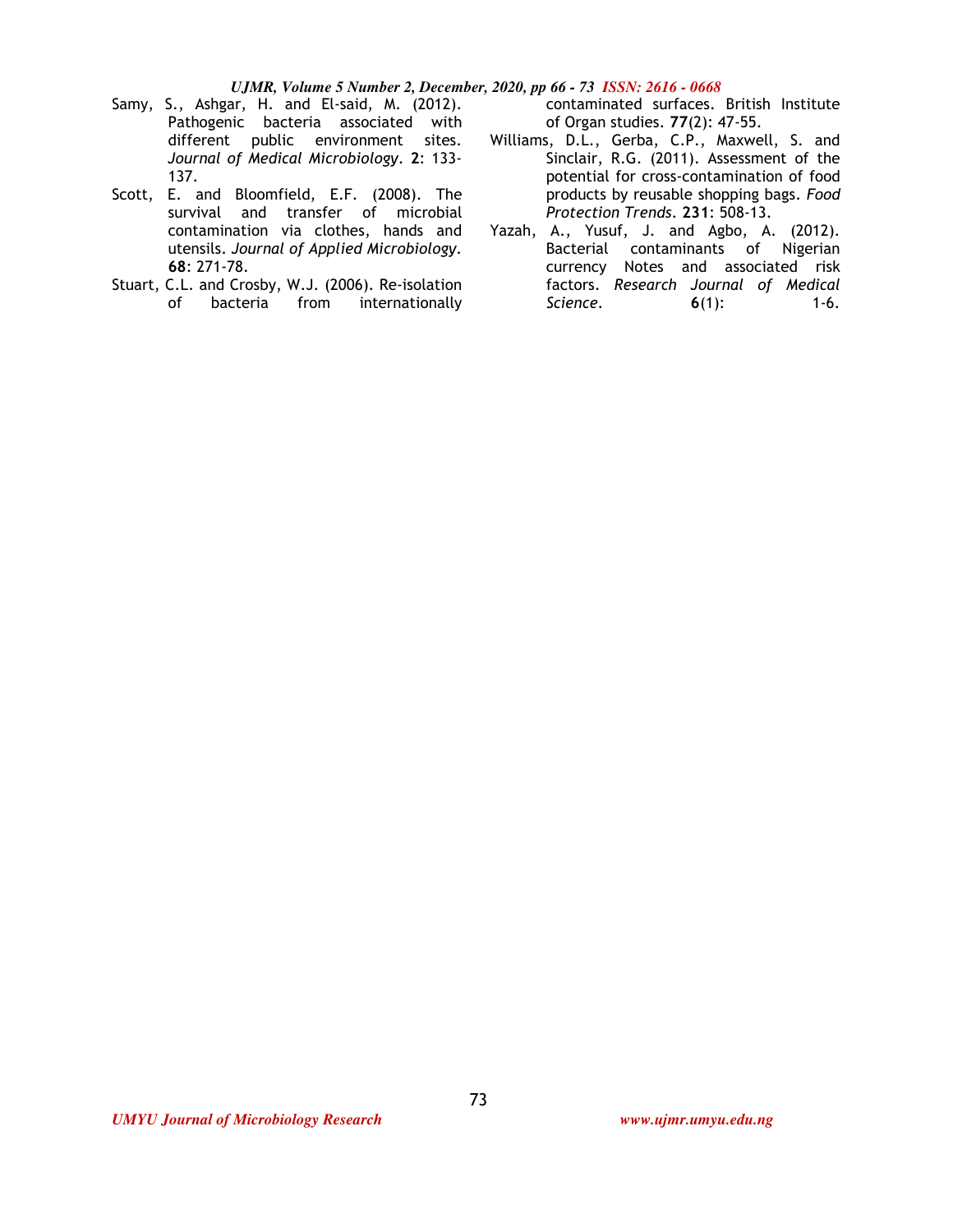Samy, S., Ashgar, H. and El-said, M. (2012). Pathogenic bacteria associated with different public environment sites. *Journal of Medical Microbiology*. **2**: 133-137.

Scott, E. and Bloomfield, E.F. (2008). The survival and transfer of microbial contamination via clothes, hands and utensils. *Journal of Applied Microbiology*. **68**: 271-78.

Stuart, C.L. and Crosby, W.J. (2006). Re-isolation of bacteria from internationally contaminated surfaces. British Institute of Organ studies. **77**(2): 47-55.

Williams, D.L., Gerba, C.P., Maxwell, S. and Sinclair, R.G. (2011). Assessment of the potential for cross-contamination of food products by reusable shopping bags. *Food Protection Trends*. **231**: 508-13.

Yazah, A., Yusuf, J. and Agbo, A. (2012). Bacterial contaminants of Nigerian currency Notes and associated risk factors. *Research Journal of Medical Science*. **6**(1): 1-6.